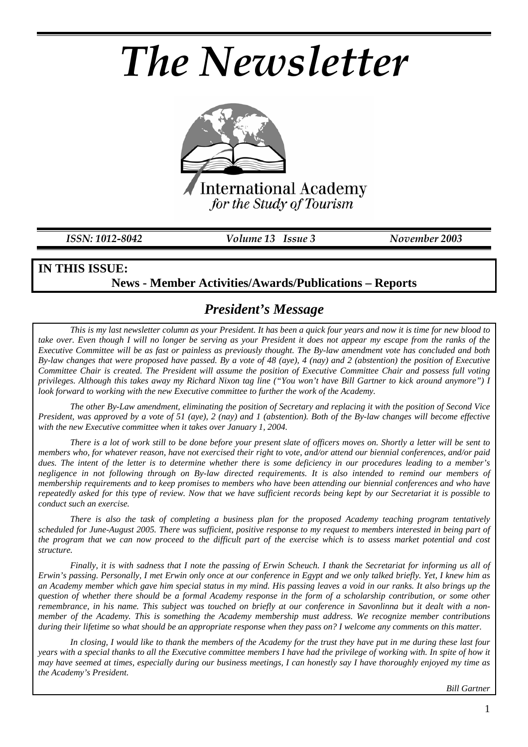# The Newsletter

International Academy
*for the Study of Tourism*

*ISSN: 1012-8042* *Volume 13 Issue 3* *November 2003*

**IN THIS ISSUE:**
**News - Member Activities/Awards/Publications – Reports**

## *President's Message*

*This is my last newsletter column as your President. It has been a quick four years and now it is time for new blood to take over. Even though I will no longer be serving as your President it does not appear my escape from the ranks of the Executive Committee will be as fast or painless as previously thought. The By-law amendment vote has concluded and both By-law changes that were proposed have passed. By a vote of 48 (aye), 4 (nay) and 2 (abstention) the position of Executive Committee Chair is created. The President will assume the position of Executive Committee Chair and possess full voting privileges. Although this takes away my Richard Nixon tag line ("You won't have Bill Gartner to kick around anymore") I look forward to working with the new Executive committee to further the work of the Academy.*

*The other By-Law amendment, eliminating the position of Secretary and replacing it with the position of Second Vice President, was approved by a vote of 51 (aye), 2 (nay) and 1 (abstention). Both of the By-law changes will become effective with the new Executive committee when it takes over January 1, 2004.*

*There is a lot of work still to be done before your present slate of officers moves on. Shortly a letter will be sent to members who, for whatever reason, have not exercised their right to vote, and/or attend our biennial conferences, and/or paid dues. The intent of the letter is to determine whether there is some deficiency in our procedures leading to a member's negligence in not following through on By-law directed requirements. It is also intended to remind our members of membership requirements and to keep promises to members who have been attending our biennial conferences and who have repeatedly asked for this type of review. Now that we have sufficient records being kept by our Secretariat it is possible to conduct such an exercise.*

*There is also the task of completing a business plan for the proposed Academy teaching program tentatively scheduled for June-August 2005. There was sufficient, positive response to my request to members interested in being part of the program that we can now proceed to the difficult part of the exercise which is to assess market potential and cost structure.*

*Finally, it is with sadness that I note the passing of Erwin Scheuch. I thank the Secretariat for informing us all of Erwin's passing. Personally, I met Erwin only once at our conference in Egypt and we only talked briefly. Yet, I knew him as an Academy member which gave him special status in my mind. His passing leaves a void in our ranks. It also brings up the question of whether there should be a formal Academy response in the form of a scholarship contribution, or some other remembrance, in his name. This subject was touched on briefly at our conference in Savonlinna but it dealt with a non-member of the Academy. This is something the Academy membership must address. We recognize member contributions during their lifetime so what should be an appropriate response when they pass on? I welcome any comments on this matter.*

*In closing, I would like to thank the members of the Academy for the trust they have put in me during these last four years with a special thanks to all the Executive committee members I have had the privilege of working with. In spite of how it may have seemed at times, especially during our business meetings, I can honestly say I have thoroughly enjoyed my time as the Academy's President.*

*Bill Gartner*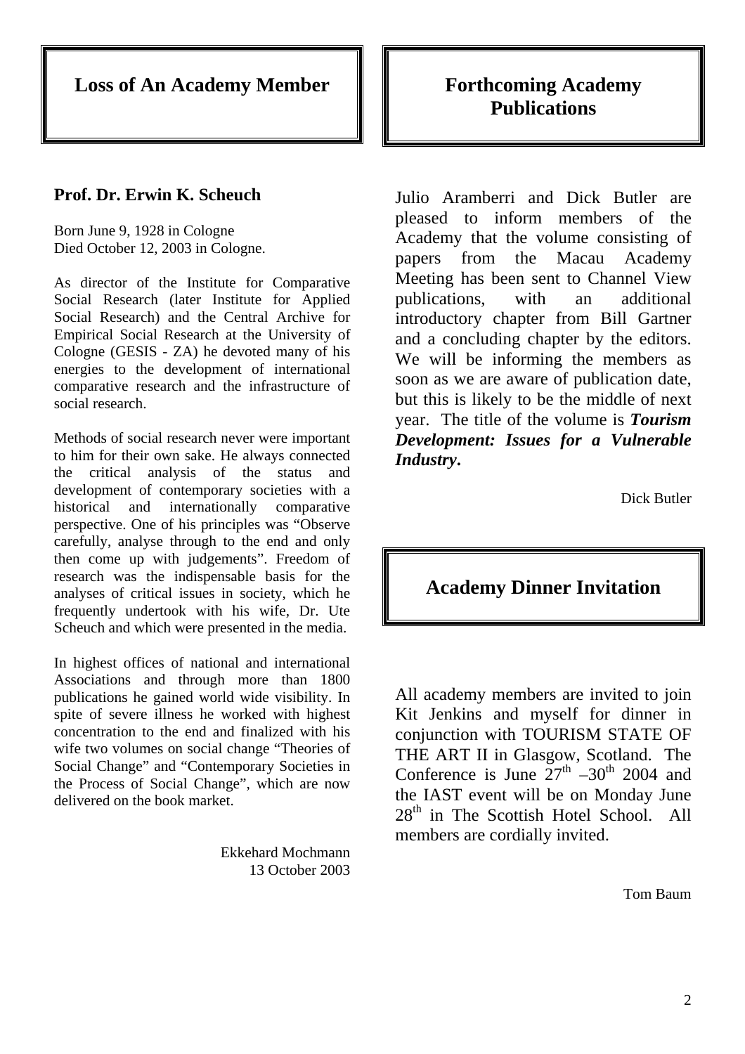## Loss of An Academy Member

### Prof. Dr. Erwin K. Scheuch

Born June 9, 1928 in Cologne
Died October 12, 2003 in Cologne.

As director of the Institute for Comparative Social Research (later Institute for Applied Social Research) and the Central Archive for Empirical Social Research at the University of Cologne (GESIS - ZA) he devoted many of his energies to the development of international comparative research and the infrastructure of social research.

Methods of social research never were important to him for their own sake. He always connected the critical analysis of the status and development of contemporary societies with a historical and internationally comparative perspective. One of his principles was "Observe carefully, analyse through to the end and only then come up with judgements". Freedom of research was the indispensable basis for the analyses of critical issues in society, which he frequently undertook with his wife, Dr. Ute Scheuch and which were presented in the media.

In highest offices of national and international Associations and through more than 1800 publications he gained world wide visibility. In spite of severe illness he worked with highest concentration to the end and finalized with his wife two volumes on social change "Theories of Social Change" and "Contemporary Societies in the Process of Social Change", which are now delivered on the book market.

Ekkehard Mochmann
13 October 2003

## Forthcoming Academy Publications

Julio Aramberri and Dick Butler are pleased to inform members of the Academy that the volume consisting of papers from the Macau Academy Meeting has been sent to Channel View publications, with an additional introductory chapter from Bill Gartner and a concluding chapter by the editors. We will be informing the members as soon as we are aware of publication date, but this is likely to be the middle of next year. The title of the volume is ***Tourism Development: Issues for a Vulnerable Industry***.

Dick Butler

## Academy Dinner Invitation

All academy members are invited to join Kit Jenkins and myself for dinner in conjunction with TOURISM STATE OF THE ART II in Glasgow, Scotland. The Conference is June 27th –30th 2004 and the IAST event will be on Monday June 28th in The Scottish Hotel School. All members are cordially invited.

Tom Baum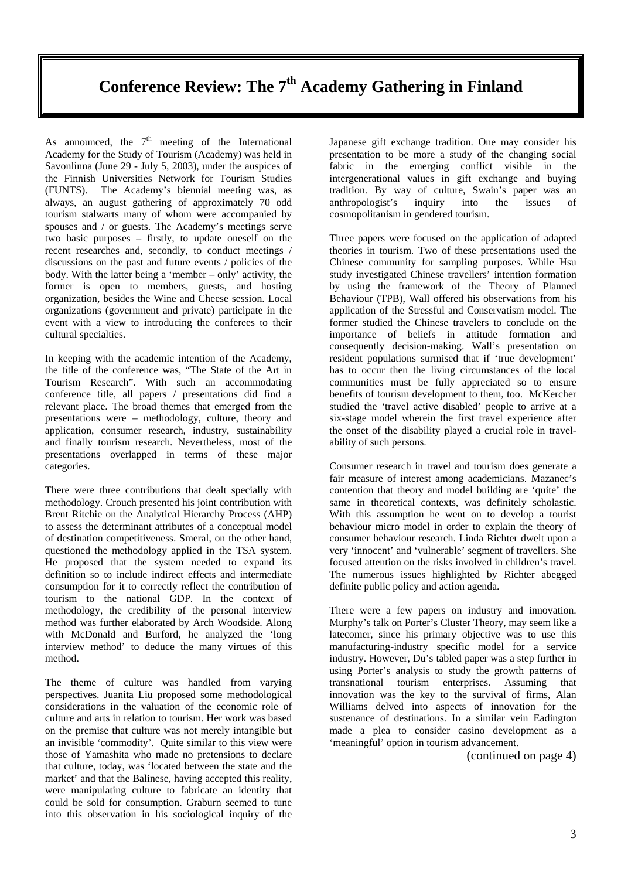# Conference Review: The 7th Academy Gathering in Finland

As announced, the 7th meeting of the International Academy for the Study of Tourism (Academy) was held in Savonlinna (June 29 - July 5, 2003), under the auspices of the Finnish Universities Network for Tourism Studies (FUNTS). The Academy's biennial meeting was, as always, an august gathering of approximately 70 odd tourism stalwarts many of whom were accompanied by spouses and / or guests. The Academy's meetings serve two basic purposes – firstly, to update oneself on the recent researches and, secondly, to conduct meetings / discussions on the past and future events / policies of the body. With the latter being a 'member – only' activity, the former is open to members, guests, and hosting organization, besides the Wine and Cheese session. Local organizations (government and private) participate in the event with a view to introducing the conferees to their cultural specialties.

In keeping with the academic intention of the Academy, the title of the conference was, "The State of the Art in Tourism Research". With such an accommodating conference title, all papers / presentations did find a relevant place. The broad themes that emerged from the presentations were – methodology, culture, theory and application, consumer research, industry, sustainability and finally tourism research. Nevertheless, most of the presentations overlapped in terms of these major categories.

There were three contributions that dealt specially with methodology. Crouch presented his joint contribution with Brent Ritchie on the Analytical Hierarchy Process (AHP) to assess the determinant attributes of a conceptual model of destination competitiveness. Smeral, on the other hand, questioned the methodology applied in the TSA system. He proposed that the system needed to expand its definition so to include indirect effects and intermediate consumption for it to correctly reflect the contribution of tourism to the national GDP. In the context of methodology, the credibility of the personal interview method was further elaborated by Arch Woodside. Along with McDonald and Burford, he analyzed the 'long interview method' to deduce the many virtues of this method.

The theme of culture was handled from varying perspectives. Juanita Liu proposed some methodological considerations in the valuation of the economic role of culture and arts in relation to tourism. Her work was based on the premise that culture was not merely intangible but an invisible 'commodity'. Quite similar to this view were those of Yamashita who made no pretensions to declare that culture, today, was 'located between the state and the market' and that the Balinese, having accepted this reality, were manipulating culture to fabricate an identity that could be sold for consumption. Graburn seemed to tune into this observation in his sociological inquiry of the Japanese gift exchange tradition. One may consider his presentation to be more a study of the changing social fabric in the emerging conflict visible in the intergenerational values in gift exchange and buying tradition. By way of culture, Swain's paper was an anthropologist's inquiry into the issues of cosmopolitanism in gendered tourism.

Three papers were focused on the application of adapted theories in tourism. Two of these presentations used the Chinese community for sampling purposes. While Hsu study investigated Chinese travellers' intention formation by using the framework of the Theory of Planned Behaviour (TPB), Wall offered his observations from his application of the Stressful and Conservatism model. The former studied the Chinese travelers to conclude on the importance of beliefs in attitude formation and consequently decision-making. Wall's presentation on resident populations surmised that if 'true development' has to occur then the living circumstances of the local communities must be fully appreciated so to ensure benefits of tourism development to them, too. McKercher studied the 'travel active disabled' people to arrive at a six-stage model wherein the first travel experience after the onset of the disability played a crucial role in travel-ability of such persons.

Consumer research in travel and tourism does generate a fair measure of interest among academicians. Mazanec's contention that theory and model building are 'quite' the same in theoretical contexts, was definitely scholastic. With this assumption he went on to develop a tourist behaviour micro model in order to explain the theory of consumer behaviour research. Linda Richter dwelt upon a very 'innocent' and 'vulnerable' segment of travellers. She focused attention on the risks involved in children's travel. The numerous issues highlighted by Richter abegged definite public policy and action agenda.

There were a few papers on industry and innovation. Murphy's talk on Porter's Cluster Theory, may seem like a latecomer, since his primary objective was to use this manufacturing-industry specific model for a service industry. However, Du's tabled paper was a step further in using Porter's analysis to study the growth patterns of transnational tourism enterprises. Assuming that innovation was the key to the survival of firms, Alan Williams delved into aspects of innovation for the sustenance of destinations. In a similar vein Eadington made a plea to consider casino development as a 'meaningful' option in tourism advancement.

(continued on page 4)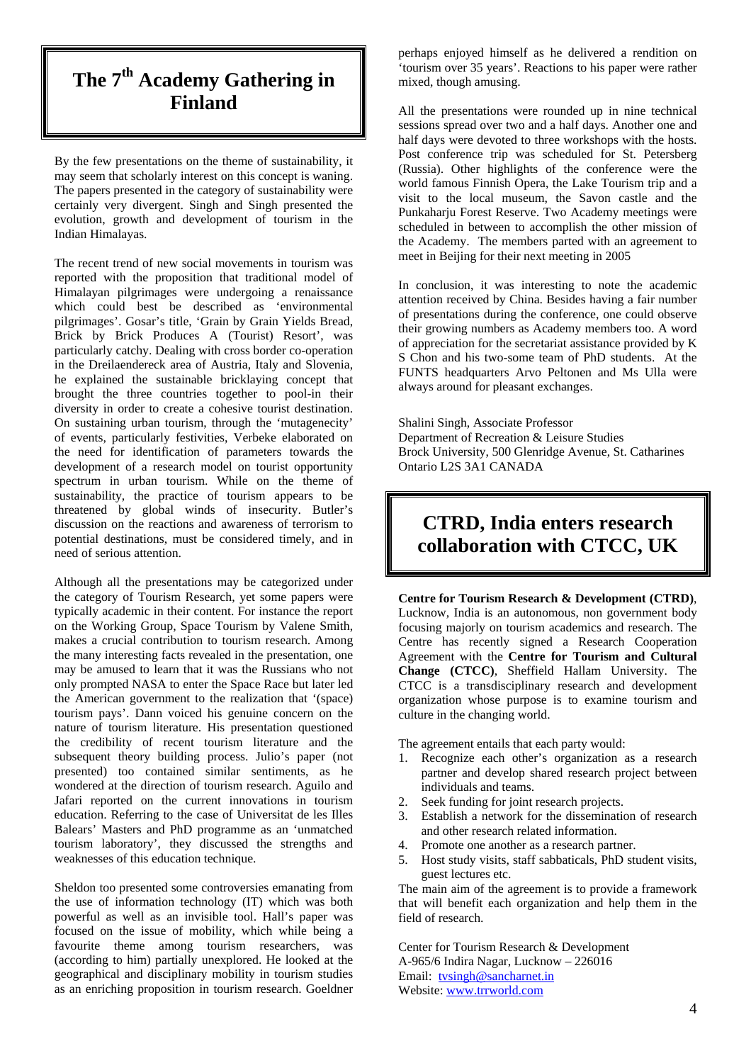# The 7th Academy Gathering in Finland

By the few presentations on the theme of sustainability, it may seem that scholarly interest on this concept is waning. The papers presented in the category of sustainability were certainly very divergent. Singh and Singh presented the evolution, growth and development of tourism in the Indian Himalayas.

The recent trend of new social movements in tourism was reported with the proposition that traditional model of Himalayan pilgrimages were undergoing a renaissance which could best be described as 'environmental pilgrimages'. Gosar's title, 'Grain by Grain Yields Bread, Brick by Brick Produces A (Tourist) Resort', was particularly catchy. Dealing with cross border co-operation in the Dreilaendereck area of Austria, Italy and Slovenia, he explained the sustainable bricklaying concept that brought the three countries together to pool-in their diversity in order to create a cohesive tourist destination. On sustaining urban tourism, through the 'mutagenecity' of events, particularly festivities, Verbeke elaborated on the need for identification of parameters towards the development of a research model on tourist opportunity spectrum in urban tourism. While on the theme of sustainability, the practice of tourism appears to be threatened by global winds of insecurity. Butler's discussion on the reactions and awareness of terrorism to potential destinations, must be considered timely, and in need of serious attention.

Although all the presentations may be categorized under the category of Tourism Research, yet some papers were typically academic in their content. For instance the report on the Working Group, Space Tourism by Valene Smith, makes a crucial contribution to tourism research. Among the many interesting facts revealed in the presentation, one may be amused to learn that it was the Russians who not only prompted NASA to enter the Space Race but later led the American government to the realization that '(space) tourism pays'. Dann voiced his genuine concern on the nature of tourism literature. His presentation questioned the credibility of recent tourism literature and the subsequent theory building process. Julio's paper (not presented) too contained similar sentiments, as he wondered at the direction of tourism research. Aguilo and Jafari reported on the current innovations in tourism education. Referring to the case of Universitat de les Illes Balears' Masters and PhD programme as an 'unmatched tourism laboratory', they discussed the strengths and weaknesses of this education technique.

Sheldon too presented some controversies emanating from the use of information technology (IT) which was both powerful as well as an invisible tool. Hall's paper was focused on the issue of mobility, which while being a favourite theme among tourism researchers, was (according to him) partially unexplored. He looked at the geographical and disciplinary mobility in tourism studies as an enriching proposition in tourism research. Goeldner perhaps enjoyed himself as he delivered a rendition on 'tourism over 35 years'. Reactions to his paper were rather mixed, though amusing.

All the presentations were rounded up in nine technical sessions spread over two and a half days. Another one and half days were devoted to three workshops with the hosts. Post conference trip was scheduled for St. Petersberg (Russia). Other highlights of the conference were the world famous Finnish Opera, the Lake Tourism trip and a visit to the local museum, the Savon castle and the Punkaharju Forest Reserve. Two Academy meetings were scheduled in between to accomplish the other mission of the Academy. The members parted with an agreement to meet in Beijing for their next meeting in 2005

In conclusion, it was interesting to note the academic attention received by China. Besides having a fair number of presentations during the conference, one could observe their growing numbers as Academy members too. A word of appreciation for the secretariat assistance provided by K S Chon and his two-some team of PhD students. At the FUNTS headquarters Arvo Peltonen and Ms Ulla were always around for pleasant exchanges.

Shalini Singh, Associate Professor
Department of Recreation & Leisure Studies
Brock University, 500 Glenridge Avenue, St. Catharines
Ontario L2S 3A1 CANADA

# CTRD, India enters research collaboration with CTCC, UK

**Centre for Tourism Research & Development (CTRD)**, Lucknow, India is an autonomous, non government body focusing majorly on tourism academics and research. The Centre has recently signed a Research Cooperation Agreement with the **Centre for Tourism and Cultural Change (CTCC)**, Sheffield Hallam University. The CTCC is a transdisciplinary research and development organization whose purpose is to examine tourism and culture in the changing world.

The agreement entails that each party would:

1. Recognize each other's organization as a research partner and develop shared research project between individuals and teams.
2. Seek funding for joint research projects.
3. Establish a network for the dissemination of research and other research related information.
4. Promote one another as a research partner.
5. Host study visits, staff sabbaticals, PhD student visits, guest lectures etc.

The main aim of the agreement is to provide a framework that will benefit each organization and help them in the field of research.

Center for Tourism Research & Development
A-965/6 Indira Nagar, Lucknow – 226016
Email: tvsingh@sancharnet.in
Website: www.trrworld.com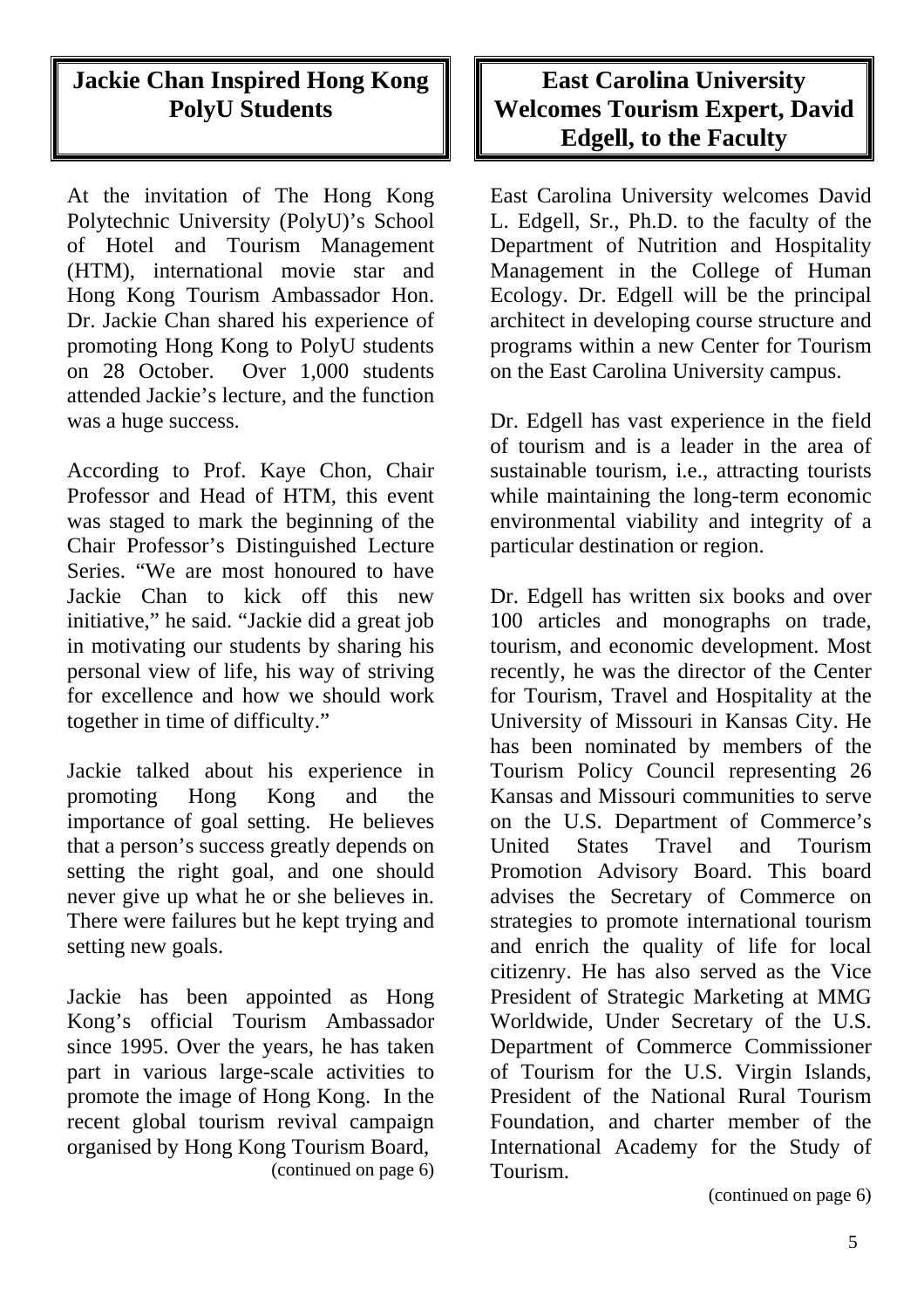## Jackie Chan Inspired Hong Kong PolyU Students

At the invitation of The Hong Kong Polytechnic University (PolyU)'s School of Hotel and Tourism Management (HTM), international movie star and Hong Kong Tourism Ambassador Hon. Dr. Jackie Chan shared his experience of promoting Hong Kong to PolyU students on 28 October. Over 1,000 students attended Jackie's lecture, and the function was a huge success.

According to Prof. Kaye Chon, Chair Professor and Head of HTM, this event was staged to mark the beginning of the Chair Professor's Distinguished Lecture Series. "We are most honoured to have Jackie Chan to kick off this new initiative," he said. "Jackie did a great job in motivating our students by sharing his personal view of life, his way of striving for excellence and how we should work together in time of difficulty."

Jackie talked about his experience in promoting Hong Kong and the importance of goal setting. He believes that a person's success greatly depends on setting the right goal, and one should never give up what he or she believes in. There were failures but he kept trying and setting new goals.

Jackie has been appointed as Hong Kong's official Tourism Ambassador since 1995. Over the years, he has taken part in various large-scale activities to promote the image of Hong Kong. In the recent global tourism revival campaign organised by Hong Kong Tourism Board,

(continued on page 6)

## East Carolina University Welcomes Tourism Expert, David Edgell, to the Faculty

East Carolina University welcomes David L. Edgell, Sr., Ph.D. to the faculty of the Department of Nutrition and Hospitality Management in the College of Human Ecology. Dr. Edgell will be the principal architect in developing course structure and programs within a new Center for Tourism on the East Carolina University campus.

Dr. Edgell has vast experience in the field of tourism and is a leader in the area of sustainable tourism, i.e., attracting tourists while maintaining the long-term economic environmental viability and integrity of a particular destination or region.

Dr. Edgell has written six books and over 100 articles and monographs on trade, tourism, and economic development. Most recently, he was the director of the Center for Tourism, Travel and Hospitality at the University of Missouri in Kansas City. He has been nominated by members of the Tourism Policy Council representing 26 Kansas and Missouri communities to serve on the U.S. Department of Commerce's United States Travel and Tourism Promotion Advisory Board. This board advises the Secretary of Commerce on strategies to promote international tourism and enrich the quality of life for local citizenry. He has also served as the Vice President of Strategic Marketing at MMG Worldwide, Under Secretary of the U.S. Department of Commerce Commissioner of Tourism for the U.S. Virgin Islands, President of the National Rural Tourism Foundation, and charter member of the International Academy for the Study of Tourism.

(continued on page 6)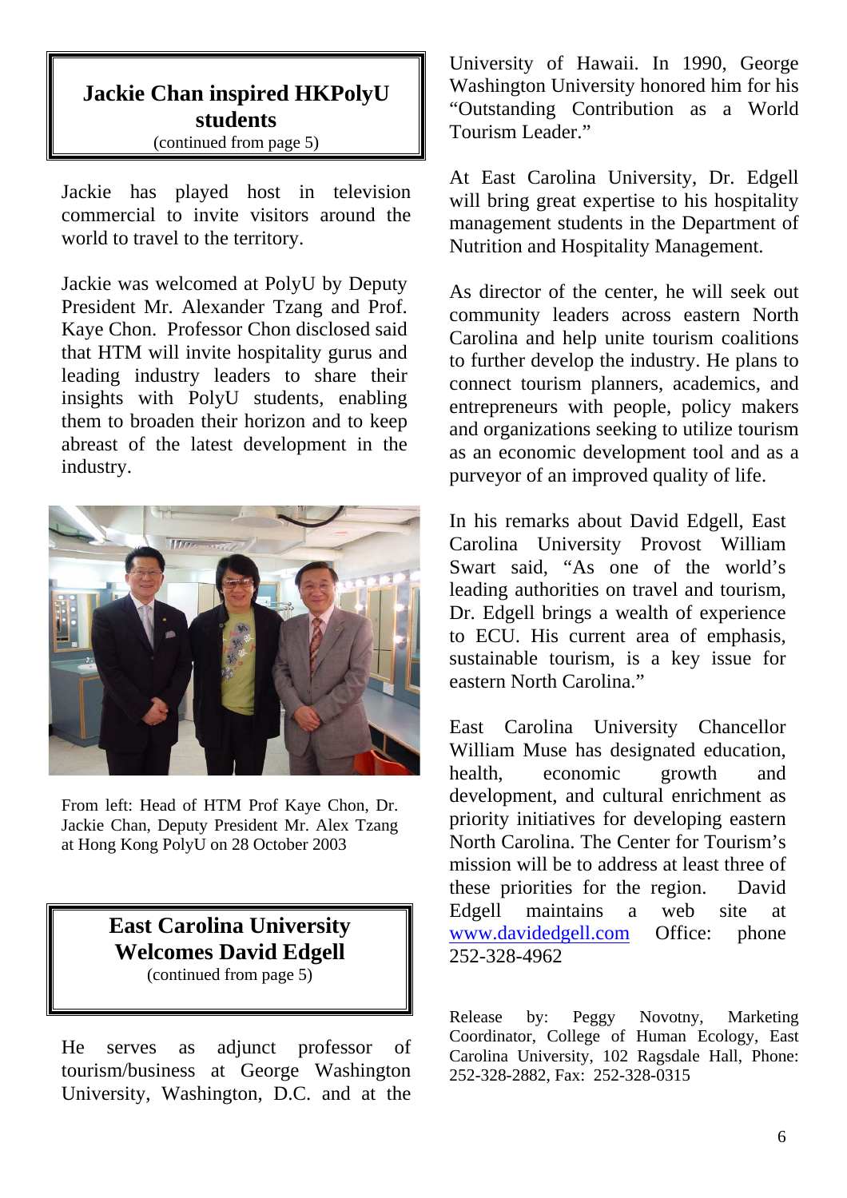## Jackie Chan inspired HKPolyU students

(continued from page 5)

Jackie has played host in television commercial to invite visitors around the world to travel to the territory.

Jackie was welcomed at PolyU by Deputy President Mr. Alexander Tzang and Prof. Kaye Chon. Professor Chon disclosed said that HTM will invite hospitality gurus and leading industry leaders to share their insights with PolyU students, enabling them to broaden their horizon and to keep abreast of the latest development in the industry.

From left: Head of HTM Prof Kaye Chon, Dr. Jackie Chan, Deputy President Mr. Alex Tzang at Hong Kong PolyU on 28 October 2003

## East Carolina University Welcomes David Edgell

(continued from page 5)

He serves as adjunct professor of tourism/business at George Washington University, Washington, D.C. and at the University of Hawaii. In 1990, George Washington University honored him for his "Outstanding Contribution as a World Tourism Leader."

At East Carolina University, Dr. Edgell will bring great expertise to his hospitality management students in the Department of Nutrition and Hospitality Management.

As director of the center, he will seek out community leaders across eastern North Carolina and help unite tourism coalitions to further develop the industry. He plans to connect tourism planners, academics, and entrepreneurs with people, policy makers and organizations seeking to utilize tourism as an economic development tool and as a purveyor of an improved quality of life.

In his remarks about David Edgell, East Carolina University Provost William Swart said, "As one of the world's leading authorities on travel and tourism, Dr. Edgell brings a wealth of experience to ECU. His current area of emphasis, sustainable tourism, is a key issue for eastern North Carolina."

East Carolina University Chancellor William Muse has designated education, health, economic growth and development, and cultural enrichment as priority initiatives for developing eastern North Carolina. The Center for Tourism's mission will be to address at least three of these priorities for the region. David Edgell maintains a web site at www.davidedgell.com Office: phone 252-328-4962

Release by: Peggy Novotny, Marketing Coordinator, College of Human Ecology, East Carolina University, 102 Ragsdale Hall, Phone: 252-328-2882, Fax: 252-328-0315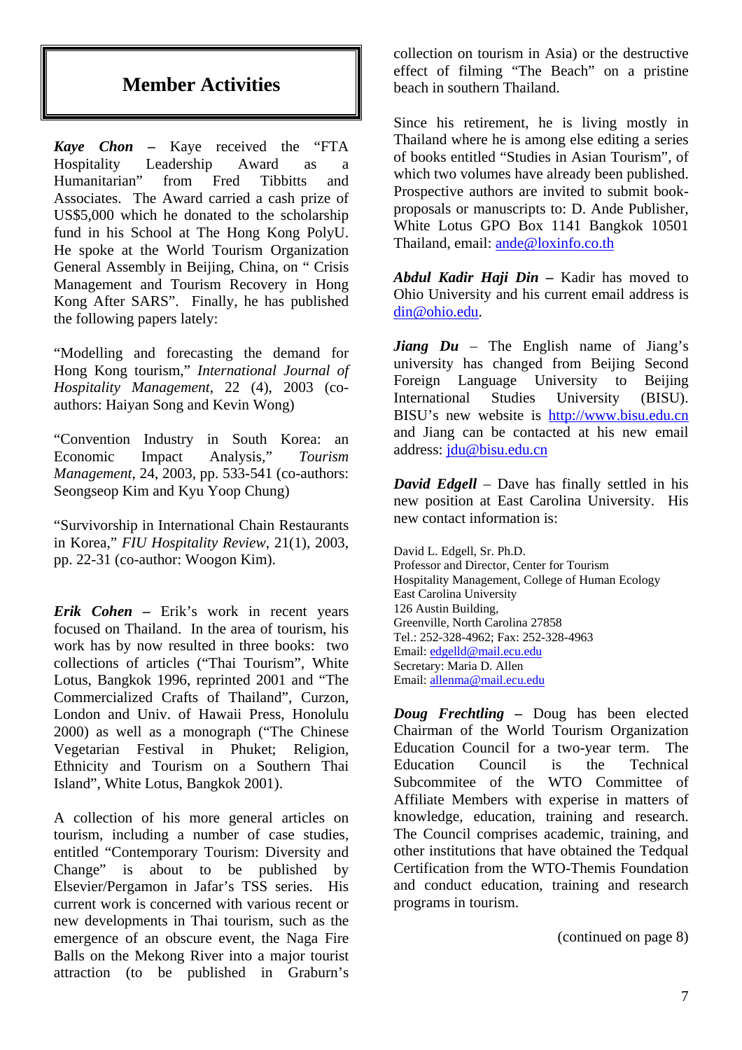# Member Activities

***Kaye Chon*** **–** Kaye received the "FTA Hospitality Leadership Award as a Humanitarian" from Fred Tibbitts and Associates. The Award carried a cash prize of US$5,000 which he donated to the scholarship fund in his School at The Hong Kong PolyU. He spoke at the World Tourism Organization General Assembly in Beijing, China, on " Crisis Management and Tourism Recovery in Hong Kong After SARS". Finally, he has published the following papers lately:

"Modelling and forecasting the demand for Hong Kong tourism," *International Journal of Hospitality Management*, 22 (4), 2003 (co-authors: Haiyan Song and Kevin Wong)

"Convention Industry in South Korea: an Economic Impact Analysis," *Tourism Management*, 24, 2003, pp. 533-541 (co-authors: Seongseop Kim and Kyu Yoop Chung)

"Survivorship in International Chain Restaurants in Korea," *FIU Hospitality Review*, 21(1), 2003, pp. 22-31 (co-author: Woogon Kim).

***Erik Cohen*** **–** Erik's work in recent years focused on Thailand. In the area of tourism, his work has by now resulted in three books: two collections of articles ("Thai Tourism", White Lotus, Bangkok 1996, reprinted 2001 and "The Commercialized Crafts of Thailand", Curzon, London and Univ. of Hawaii Press, Honolulu 2000) as well as a monograph ("The Chinese Vegetarian Festival in Phuket; Religion, Ethnicity and Tourism on a Southern Thai Island", White Lotus, Bangkok 2001).

A collection of his more general articles on tourism, including a number of case studies, entitled "Contemporary Tourism: Diversity and Change" is about to be published by Elsevier/Pergamon in Jafar's TSS series. His current work is concerned with various recent or new developments in Thai tourism, such as the emergence of an obscure event, the Naga Fire Balls on the Mekong River into a major tourist attraction (to be published in Graburn's collection on tourism in Asia) or the destructive effect of filming "The Beach" on a pristine beach in southern Thailand.

Since his retirement, he is living mostly in Thailand where he is among else editing a series of books entitled "Studies in Asian Tourism", of which two volumes have already been published. Prospective authors are invited to submit book-proposals or manuscripts to: D. Ande Publisher, White Lotus GPO Box 1141 Bangkok 10501 Thailand, email: ande@loxinfo.co.th

***Abdul Kadir Haji Din*** **–** Kadir has moved to Ohio University and his current email address is din@ohio.edu.

***Jiang Du*** – The English name of Jiang's university has changed from Beijing Second Foreign Language University to Beijing International Studies University (BISU). BISU's new website is http://www.bisu.edu.cn and Jiang can be contacted at his new email address: jdu@bisu.edu.cn

***David Edgell*** – Dave has finally settled in his new position at East Carolina University. His new contact information is:

David L. Edgell, Sr. Ph.D.  
Professor and Director, Center for Tourism  
Hospitality Management, College of Human Ecology  
East Carolina University  
126 Austin Building,  
Greenville, North Carolina 27858  
Tel.: 252-328-4962; Fax: 252-328-4963  
Email: edgelld@mail.ecu.edu  
Secretary: Maria D. Allen  
Email: allenma@mail.ecu.edu

***Doug Frechtling*** **–** Doug has been elected Chairman of the World Tourism Organization Education Council for a two-year term. The Education Council is the Technical Subcommitee of the WTO Committee of Affiliate Members with experise in matters of knowledge, education, training and research. The Council comprises academic, training, and other institutions that have obtained the Tedqual Certification from the WTO-Themis Foundation and conduct education, training and research programs in tourism.

(continued on page 8)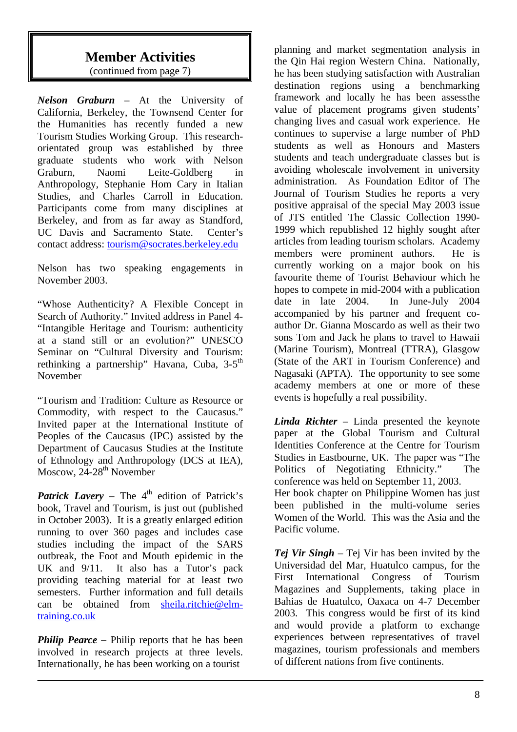# Member Activities

(continued from page 7)

***Nelson Graburn*** – At the University of California, Berkeley, the Townsend Center for the Humanities has recently funded a new Tourism Studies Working Group. This research-orientated group was established by three graduate students who work with Nelson Graburn, Naomi Leite-Goldberg in Anthropology, Stephanie Hom Cary in Italian Studies, and Charles Carroll in Education. Participants come from many disciplines at Berkeley, and from as far away as Standford, UC Davis and Sacramento State. Center's contact address: tourism@socrates.berkeley.edu

Nelson has two speaking engagements in November 2003.

"Whose Authenticity? A Flexible Concept in Search of Authority." Invited address in Panel 4- "Intangible Heritage and Tourism: authenticity at a stand still or an evolution?" UNESCO Seminar on "Cultural Diversity and Tourism: rethinking a partnership" Havana, Cuba, 3-5th November

"Tourism and Tradition: Culture as Resource or Commodity, with respect to the Caucasus." Invited paper at the International Institute of Peoples of the Caucasus (IPC) assisted by the Department of Caucasus Studies at the Institute of Ethnology and Anthropology (DCS at IEA), Moscow, 24-28th November

***Patrick Lavery* –** The 4th edition of Patrick's book, Travel and Tourism, is just out (published in October 2003). It is a greatly enlarged edition running to over 360 pages and includes case studies including the impact of the SARS outbreak, the Foot and Mouth epidemic in the UK and 9/11. It also has a Tutor's pack providing teaching material for at least two semesters. Further information and full details can be obtained from sheila.ritchie@elm-training.co.uk

***Philip Pearce* –** Philip reports that he has been involved in research projects at three levels. Internationally, he has been working on a tourist planning and market segmentation analysis in the Qin Hai region Western China. Nationally, he has been studying satisfaction with Australian destination regions using a benchmarking framework and locally he has been assessthe value of placement programs given students' changing lives and casual work experience. He continues to supervise a large number of PhD students as well as Honours and Masters students and teach undergraduate classes but is avoiding wholescale involvement in university administration. As Foundation Editor of The Journal of Tourism Studies he reports a very positive appraisal of the special May 2003 issue of JTS entitled The Classic Collection 1990-1999 which republished 12 highly sought after articles from leading tourism scholars. Academy members were prominent authors. He is currently working on a major book on his favourite theme of Tourist Behaviour which he hopes to compete in mid-2004 with a publication date in late 2004. In June-July 2004 accompanied by his partner and frequent co-author Dr. Gianna Moscardo as well as their two sons Tom and Jack he plans to travel to Hawaii (Marine Tourism), Montreal (TTRA), Glasgow (State of the ART in Tourism Conference) and Nagasaki (APTA). The opportunity to see some academy members at one or more of these events is hopefully a real possibility.

***Linda Richter*** – Linda presented the keynote paper at the Global Tourism and Cultural Identities Conference at the Centre for Tourism Studies in Eastbourne, UK. The paper was "The Politics of Negotiating Ethnicity." The conference was held on September 11, 2003.
Her book chapter on Philippine Women has just been published in the multi-volume series Women of the World. This was the Asia and the Pacific volume.

***Tej Vir Singh*** – Tej Vir has been invited by the Universidad del Mar, Huatulco campus, for the First International Congress of Tourism Magazines and Supplements, taking place in Bahias de Huatulco, Oaxaca on 4-7 December 2003. This congress would be first of its kind and would provide a platform to exchange experiences between representatives of travel magazines, tourism professionals and members of different nations from five continents.